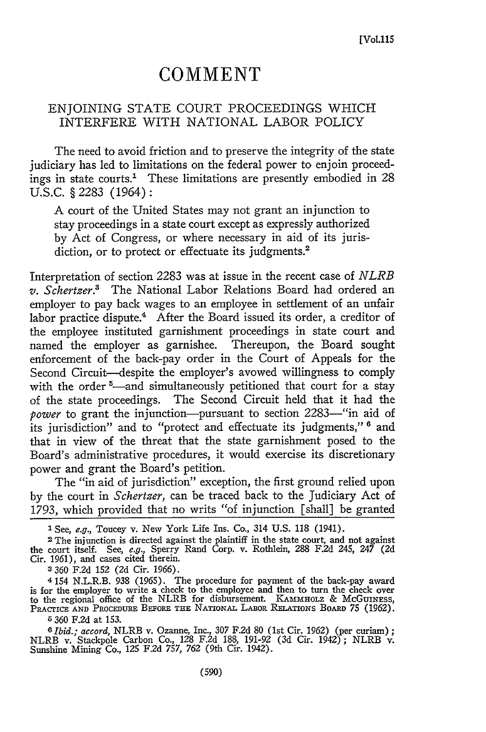# COMMENT

## ENJOINING STATE COURT PROCEEDINGS WHICH INTERFERE WITH NATIONAL LABOR POLICY

The need to avoid friction and to preserve the integrity of the state judiciary has led to limitations on the federal power to enjoin proceedings in state courts.[1] These limitations are presently embodied in 28 U.S.C. § 2283 (1964):

> A court of the United States may not grant an injunction to stay proceedings in a state court except as expressly authorized by Act of Congress, or where necessary in aid of its jurisdiction, or to protect or effectuate its judgments.[2]

Interpretation of section 2283 was at issue in the recent case of *NLRB v. Schertzer*.[3] The National Labor Relations Board had ordered an employer to pay back wages to an employee in settlement of an unfair labor practice dispute.[4] After the Board issued its order, a creditor of the employee instituted garnishment proceedings in state court and named the employer as garnishee. Thereupon, the Board sought enforcement of the back-pay order in the Court of Appeals for the Second Circuit—despite the employer's avowed willingness to comply with the order [5]—and simultaneously petitioned that court for a stay of the state proceedings. The Second Circuit held that it had the *power* to grant the injunction—pursuant to section 2283—"in aid of its jurisdiction" and to "protect and effectuate its judgments," [6] and that in view of the threat that the state garnishment posed to the Board's administrative procedures, it would exercise its discretionary power and grant the Board's petition.

The "in aid of jurisdiction" exception, the first ground relied upon by the court in *Schertzer*, can be traced back to the Judiciary Act of 1793, which provided that no writs "of injunction [shall] be granted

---

[1] See, *e.g.*, Toucey v. New York Life Ins. Co., 314 U.S. 118 (1941).

[2] The injunction is directed against the plaintiff in the state court, and not against the court itself. See, *e.g.*, Sperry Rand Corp. v. Rothlein, 288 F.2d 245, 247 (2d Cir. 1961), and cases cited therein.

[3] 360 F.2d 152 (2d Cir. 1966).

[4] 154 N.L.R.B. 938 (1965). The procedure for payment of the back-pay award is for the employer to write a check to the employee and then to turn the check over to the regional office of the NLRB for disbursement. KAMMHOLZ & MCGUINESS, PRACTICE AND PROCEDURE BEFORE THE NATIONAL LABOR RELATIONS BOARD 75 (1962).

[5] 360 F.2d at 153.

[6] *Ibid.; accord*, NLRB v. Ozanne, Inc., 307 F.2d 80 (1st Cir. 1962) (per curiam); NLRB v. Stackpole Carbon Co., 128 F.2d 188, 191-92 (3d Cir. 1942); NLRB v. Sunshine Mining Co., 125 F.2d 757, 762 (9th Cir. 1942).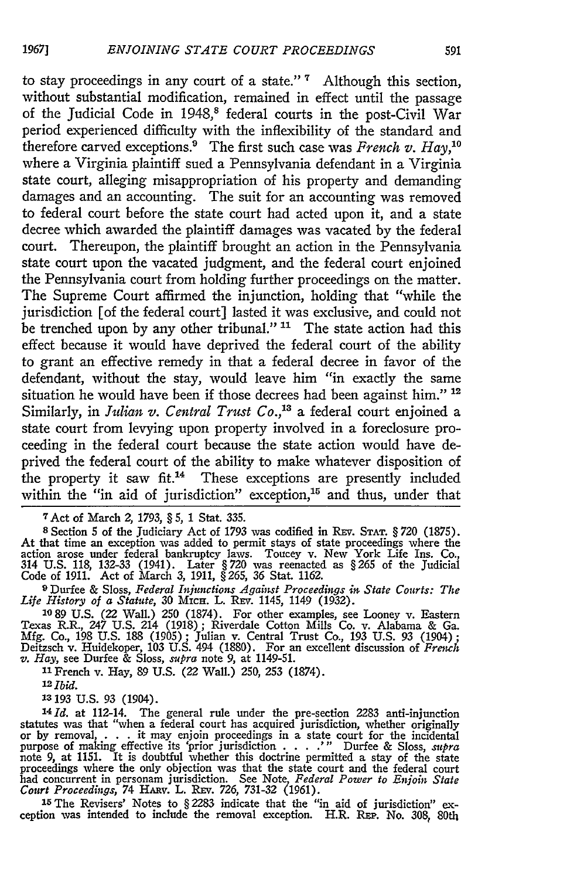to stay proceedings in any court of a state." [7] Although this section, without substantial modification, remained in effect until the passage of the Judicial Code in 1948,[8] federal courts in the post-Civil War period experienced difficulty with the inflexibility of the standard and therefore carved exceptions.[9] The first such case was *French v. Hay*,[10] where a Virginia plaintiff sued a Pennsylvania defendant in a Virginia state court, alleging misappropriation of his property and demanding damages and an accounting. The suit for an accounting was removed to federal court before the state court had acted upon it, and a state decree which awarded the plaintiff damages was vacated by the federal court. Thereupon, the plaintiff brought an action in the Pennsylvania state court upon the vacated judgment, and the federal court enjoined the Pennsylvania court from holding further proceedings on the matter. The Supreme Court affirmed the injunction, holding that "while the jurisdiction [of the federal court] lasted it was exclusive, and could not be trenched upon by any other tribunal." [11] The state action had this effect because it would have deprived the federal court of the ability to grant an effective remedy in that a federal decree in favor of the defendant, without the stay, would leave him "in exactly the same situation he would have been if those decrees had been against him." [12] Similarly, in *Julian v. Central Trust Co.*,[13] a federal court enjoined a state court from levying upon property involved in a foreclosure proceeding in the federal court because the state action would have deprived the federal court of the ability to make whatever disposition of the property it saw fit.[14] These exceptions are presently included within the "in aid of jurisdiction" exception,[15] and thus, under that

---

[7] Act of March 2, 1793, § 5, 1 Stat. 335.

[8] Section 5 of the Judiciary Act of 1793 was codified in Rev. Stat. § 720 (1875). At that time an exception was added to permit stays of state proceedings where the action arose under federal bankruptcy laws. Toucey v. New York Life Ins. Co., 314 U.S. 118, 132-33 (1941). Later § 720 was reenacted as § 265 of the Judicial Code of 1911. Act of March 3, 1911, § 265, 36 Stat. 1162.

[9] Durfee & Sloss, *Federal Injunctions Against Proceedings in State Courts: The Life History of a Statute*, 30 Mich. L. Rev. 1145, 1149 (1932).

[10] 89 U.S. (22 Wall.) 250 (1874). For other examples, see Looney v. Eastern Texas R.R., 247 U.S. 214 (1918); Riverdale Cotton Mills Co. v. Alabama & Ga. Mfg. Co., 198 U.S. 188 (1905); Julian v. Central Trust Co., 193 U.S. 93 (1904); Deitzsch v. Huidekoper, 103 U.S. 494 (1880). For an excellent discussion of *French v. Hay*, see Durfee & Sloss, *supra* note 9, at 1149-51.

[11] French v. Hay, 89 U.S. (22 Wall.) 250, 253 (1874).

[12] *Ibid.*

[13] 193 U.S. 93 (1904).

[14] *Id.* at 112-14. The general rule under the pre-section 2283 anti-injunction statutes was that "when a federal court has acquired jurisdiction, whether originally or by removal, . . . it may enjoin proceedings in a state court for the incidental purpose of making effective its 'prior jurisdiction . . . .'" Durfee & Sloss, *supra* note 9, at 1151. It is doubtful whether this doctrine permitted a stay of the state proceedings where the only objection was that the state court and the federal court had concurrent in personam jurisdiction. See Note, *Federal Power to Enjoin State Court Proceedings*, 74 Harv. L. Rev. 726, 731-32 (1961).

[15] The Revisers' Notes to § 2283 indicate that the "in aid of jurisdiction" exception was intended to include the removal exception. H.R. Rep. No. 308, 80th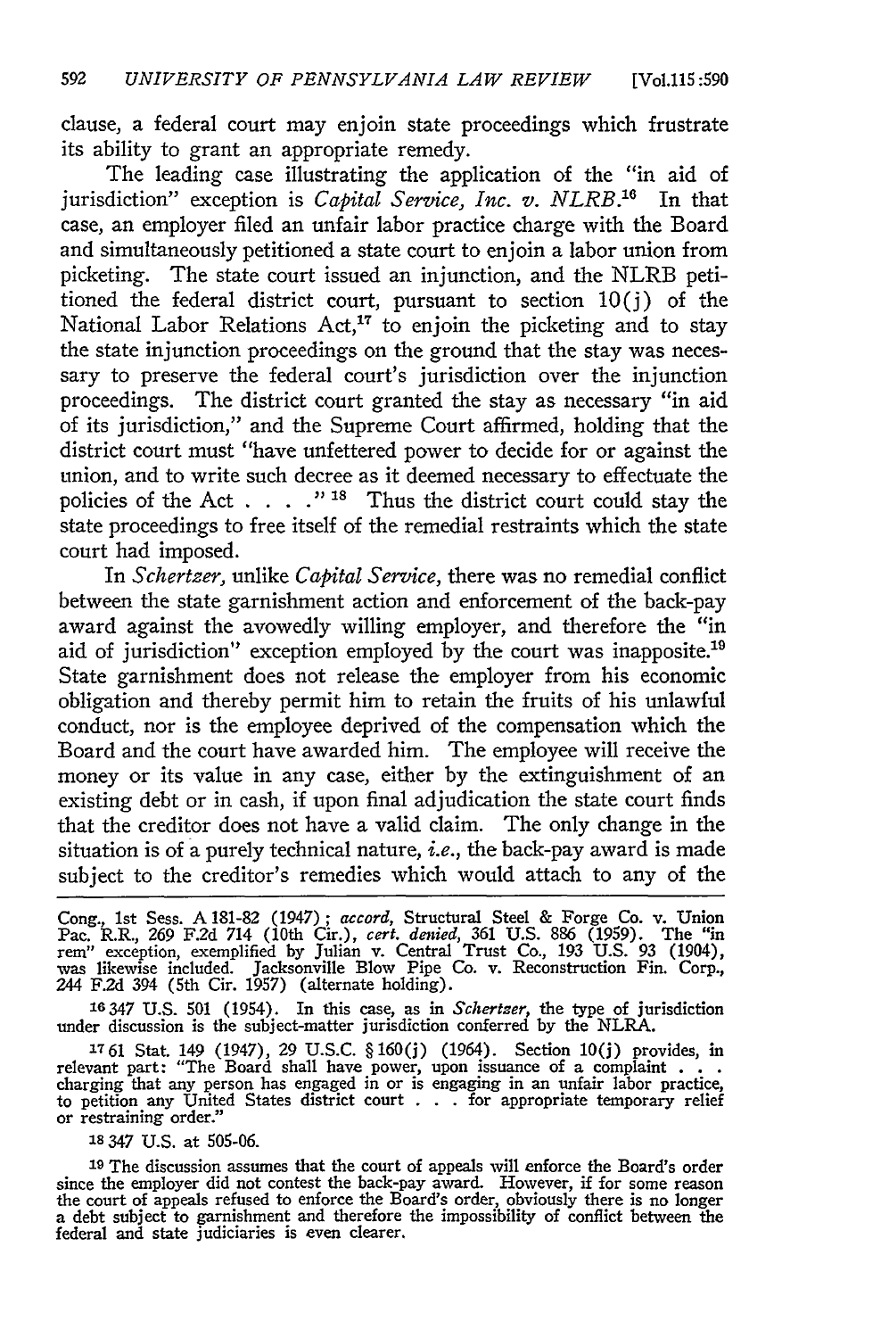clause, a federal court may enjoin state proceedings which frustrate its ability to grant an appropriate remedy.

The leading case illustrating the application of the "in aid of jurisdiction" exception is *Capital Service, Inc. v. NLRB*.[16] In that case, an employer filed an unfair labor practice charge with the Board and simultaneously petitioned a state court to enjoin a labor union from picketing. The state court issued an injunction, and the NLRB petitioned the federal district court, pursuant to section 10(j) of the National Labor Relations Act,[17] to enjoin the picketing and to stay the state injunction proceedings on the ground that the stay was necessary to preserve the federal court's jurisdiction over the injunction proceedings. The district court granted the stay as necessary "in aid of its jurisdiction," and the Supreme Court affirmed, holding that the district court must "have unfettered power to decide for or against the union, and to write such decree as it deemed necessary to effectuate the policies of the Act . . . ."[18] Thus the district court could stay the state proceedings to free itself of the remedial restraints which the state court had imposed.

In *Schertzer*, unlike *Capital Service*, there was no remedial conflict between the state garnishment action and enforcement of the back-pay award against the avowedly willing employer, and therefore the "in aid of jurisdiction" exception employed by the court was inapposite.[19] State garnishment does not release the employer from his economic obligation and thereby permit him to retain the fruits of his unlawful conduct, nor is the employee deprived of the compensation which the Board and the court have awarded him. The employee will receive the money or its value in any case, either by the extinguishment of an existing debt or in cash, if upon final adjudication the state court finds that the creditor does not have a valid claim. The only change in the situation is of a purely technical nature, *i.e.*, the back-pay award is made subject to the creditor's remedies which would attach to any of the

---

Cong., 1st Sess. A 181-82 (1947); *accord*, Structural Steel & Forge Co. v. Union Pac. R.R., 269 F.2d 714 (10th Cir.), *cert. denied*, 361 U.S. 886 (1959). The "in rem" exception, exemplified by Julian v. Central Trust Co., 193 U.S. 93 (1904), was likewise included. Jacksonville Blow Pipe Co. v. Reconstruction Fin. Corp., 244 F.2d 394 (5th Cir. 1957) (alternate holding).

16 347 U.S. 501 (1954). In this case, as in *Schertzer*, the type of jurisdiction under discussion is the subject-matter jurisdiction conferred by the NLRA.

17 61 Stat. 149 (1947), 29 U.S.C. § 160(j) (1964). Section 10(j) provides, in relevant part: "The Board shall have power, upon issuance of a complaint . . . charging that any person has engaged in or is engaging in an unfair labor practice, to petition any United States district court . . . for appropriate temporary relief or restraining order."

18 347 U.S. at 505-06.

19 The discussion assumes that the court of appeals will enforce the Board's order since the employer did not contest the back-pay award. However, if for some reason the court of appeals refused to enforce the Board's order, obviously there is no longer a debt subject to garnishment and therefore the impossibility of conflict between the federal and state judiciaries is even clearer.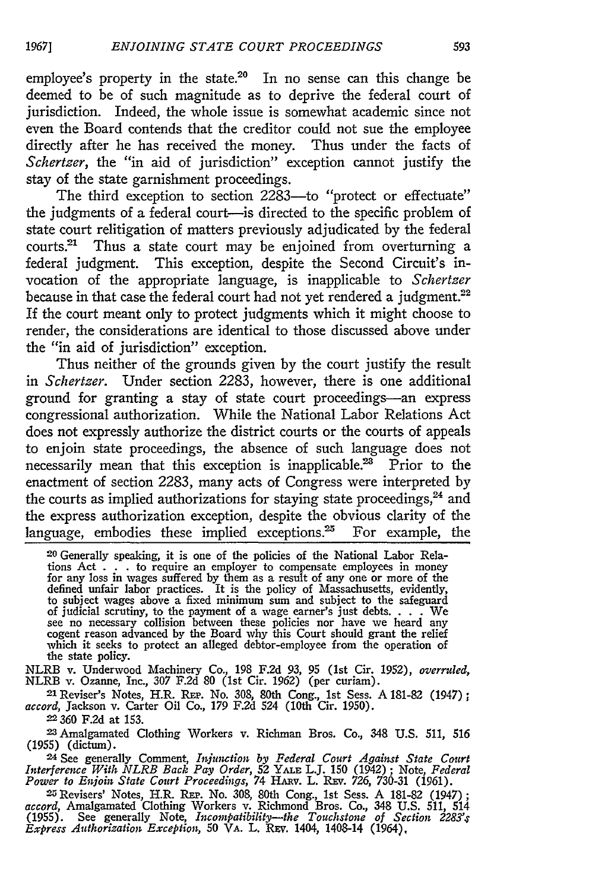employee's property in the state.[20] In no sense can this change be deemed to be of such magnitude as to deprive the federal court of jurisdiction. Indeed, the whole issue is somewhat academic since not even the Board contends that the creditor could not sue the employee directly after he has received the money. Thus under the facts of *Schertzer*, the "in aid of jurisdiction" exception cannot justify the stay of the state garnishment proceedings.

The third exception to section 2283—to "protect or effectuate" the judgments of a federal court—is directed to the specific problem of state court relitigation of matters previously adjudicated by the federal courts.[21] Thus a state court may be enjoined from overturning a federal judgment. This exception, despite the Second Circuit's invocation of the appropriate language, is inapplicable to *Schertzer* because in that case the federal court had not yet rendered a judgment.[22] If the court meant only to protect judgments which it might choose to render, the considerations are identical to those discussed above under the "in aid of jurisdiction" exception.

Thus neither of the grounds given by the court justify the result in *Schertzer*. Under section 2283, however, there is one additional ground for granting a stay of state court proceedings—an express congressional authorization. While the National Labor Relations Act does not expressly authorize the district courts or the courts of appeals to enjoin state proceedings, the absence of such language does not necessarily mean that this exception is inapplicable.[23] Prior to the enactment of section 2283, many acts of Congress were interpreted by the courts as implied authorizations for staying state proceedings,[24] and the express authorization exception, despite the obvious clarity of the language, embodies these implied exceptions.[25] For example, the

[20] Generally speaking, it is one of the policies of the National Labor Relations Act . . . to require an employer to compensate employees in money for any loss in wages suffered by them as a result of any one or more of the defined unfair labor practices. It is the policy of Massachusetts, evidently, to subject wages above a fixed minimum sum and subject to the safeguard of judicial scrutiny, to the payment of a wage earner's just debts. . . . We see no necessary collision between these policies nor have we heard any cogent reason advanced by the Board why this Court should grant the relief which it seeks to protect an alleged debtor-employee from the operation of the state policy.

NLRB v. Underwood Machinery Co., 198 F.2d 93, 95 (1st Cir. 1952), *overruled*, NLRB v. Ozanne, Inc., 307 F.2d 80 (1st Cir. 1962) (per curiam).

[21] Reviser's Notes, H.R. Rep. No. 308, 80th Cong., 1st Sess. A 181-82 (1947); *accord*, Jackson v. Carter Oil Co., 179 F.2d 524 (10th Cir. 1950).

[22] 360 F.2d at 153.

[23] Amalgamated Clothing Workers v. Richman Bros. Co., 348 U.S. 511, 516 (1955) (dictum).

[24] See generally Comment, *Injunction by Federal Court Against State Court Interference With NLRB Back Pay Order*, 52 Yale L.J. 150 (1942); Note, *Federal Power to Enjoin State Court Proceedings*, 74 Harv. L. Rev. 726, 730-31 (1961).

[25] Revisers' Notes, H.R. Rep. No. 308, 80th Cong., 1st Sess. A 181-82 (1947); *accord*, Amalgamated Clothing Workers v. Richmond Bros. Co., 348 U.S. 511, 514 (1955). See generally Note, *Incompatibility—the Touchstone of Section 2283's Express Authorization Exception*, 50 Va. L. Rev. 1404, 1408-14 (1964).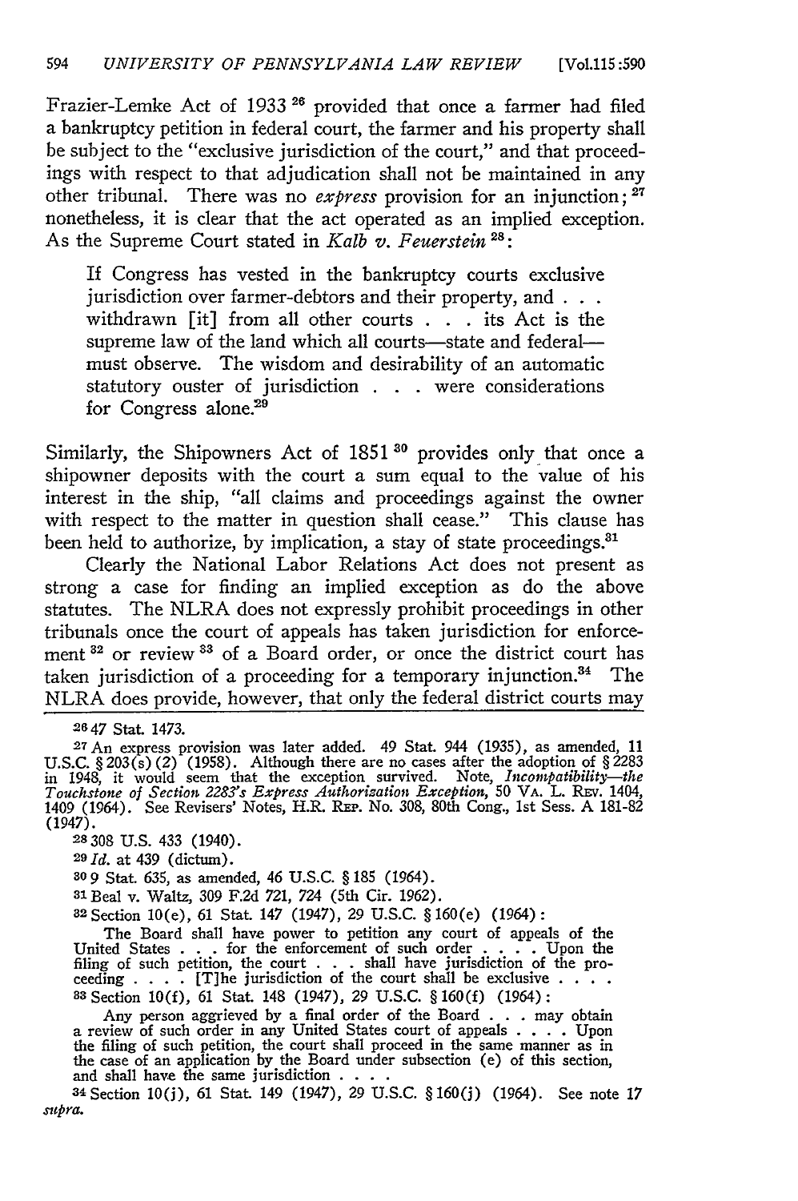Frazier-Lemke Act of 1933 [26] provided that once a farmer had filed a bankruptcy petition in federal court, the farmer and his property shall be subject to the "exclusive jurisdiction of the court," and that proceedings with respect to that adjudication shall not be maintained in any other tribunal. There was no *express* provision for an injunction; [27] nonetheless, it is clear that the act operated as an implied exception. As the Supreme Court stated in *Kalb v. Feuerstein* [28]:

> If Congress has vested in the bankruptcy courts exclusive jurisdiction over farmer-debtors and their property, and . . . withdrawn [it] from all other courts . . . its Act is the supreme law of the land which all courts—state and federal—must observe. The wisdom and desirability of an automatic statutory ouster of jurisdiction . . . were considerations for Congress alone.[29]

Similarly, the Shipowners Act of 1851 [30] provides only that once a shipowner deposits with the court a sum equal to the value of his interest in the ship, "all claims and proceedings against the owner with respect to the matter in question shall cease." This clause has been held to authorize, by implication, a stay of state proceedings.[31]

Clearly the National Labor Relations Act does not present as strong a case for finding an implied exception as do the above statutes. The NLRA does not expressly prohibit proceedings in other tribunals once the court of appeals has taken jurisdiction for enforcement [32] or review [33] of a Board order, or once the district court has taken jurisdiction of a proceeding for a temporary injunction.[34] The NLRA does provide, however, that only the federal district courts may

---

[26] 47 Stat. 1473.

[27] An express provision was later added. 49 Stat. 944 (1935), as amended, 11 U.S.C. § 203(s) (2) (1958). Although there are no cases after the adoption of § 2283 in 1948, it would seem that the exception survived. Note, *Incompatibility—the Touchstone of Section 2283's Express Authorization Exception*, 50 VA. L. REV. 1404, 1409 (1964). See Revisers' Notes, H.R. REP. No. 308, 80th Cong., 1st Sess. A 181-82 (1947).

[28] 308 U.S. 433 (1940).

[29] *Id.* at 439 (dictum).

[30] 9 Stat. 635, as amended, 46 U.S.C. § 185 (1964).

[31] Beal v. Waltz, 309 F.2d 721, 724 (5th Cir. 1962).

[32] Section 10(e), 61 Stat. 147 (1947), 29 U.S.C. § 160(e) (1964):

> The Board shall have power to petition any court of appeals of the United States . . . for the enforcement of such order . . . . Upon the filing of such petition, the court . . . shall have jurisdiction of the proceeding . . . . [T]he jurisdiction of the court shall be exclusive . . . .

[33] Section 10(f), 61 Stat. 148 (1947), 29 U.S.C. § 160(f) (1964):

> Any person aggrieved by a final order of the Board . . . may obtain a review of such order in any United States court of appeals . . . . Upon the filing of such petition, the court shall proceed in the same manner as in the case of an application by the Board under subsection (e) of this section, and shall have the same jurisdiction . . . .

[34] Section 10(j), 61 Stat. 149 (1947), 29 U.S.C. § 160(j) (1964). See note 17 *supra*.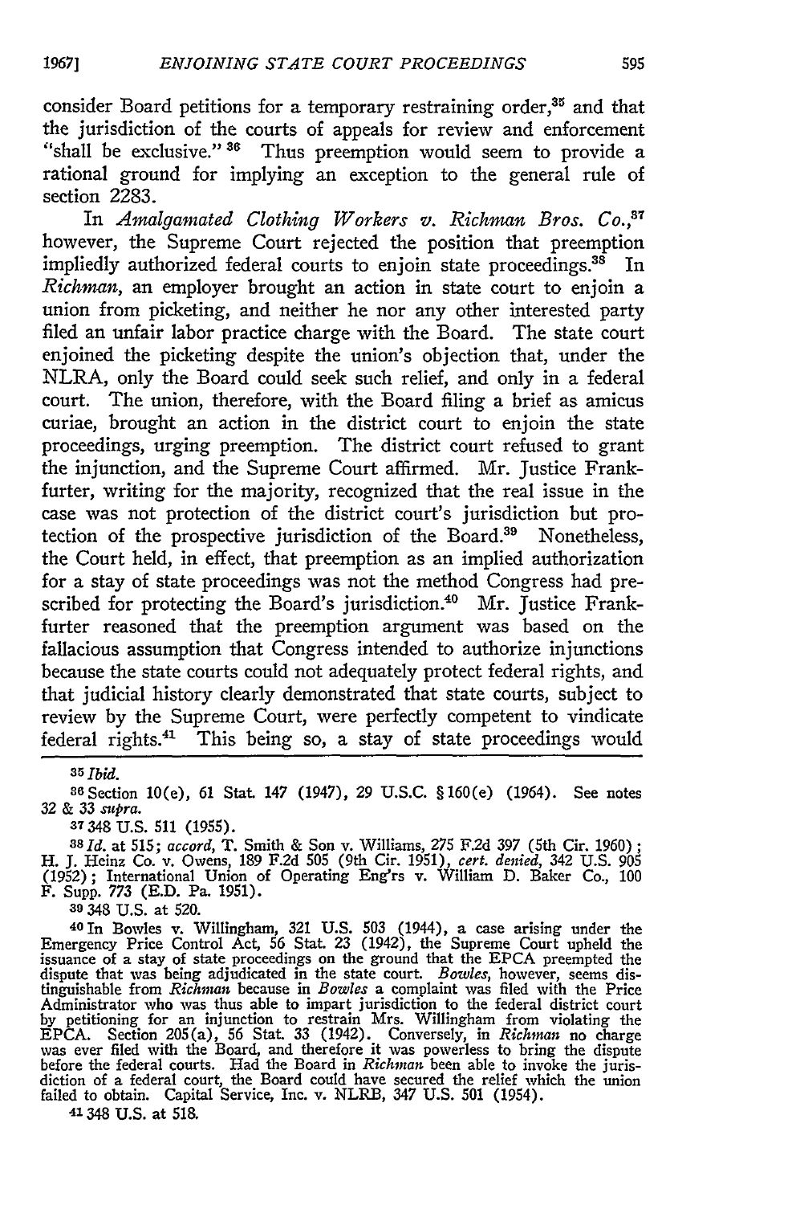consider Board petitions for a temporary restraining order,[35] and that the jurisdiction of the courts of appeals for review and enforcement "shall be exclusive." [36] Thus preemption would seem to provide a rational ground for implying an exception to the general rule of section 2283.

In *Amalgamated Clothing Workers v. Richman Bros. Co.*,[37] however, the Supreme Court rejected the position that preemption impliedly authorized federal courts to enjoin state proceedings.[38] In *Richman*, an employer brought an action in state court to enjoin a union from picketing, and neither he nor any other interested party filed an unfair labor practice charge with the Board. The state court enjoined the picketing despite the union's objection that, under the NLRA, only the Board could seek such relief, and only in a federal court. The union, therefore, with the Board filing a brief as amicus curiae, brought an action in the district court to enjoin the state proceedings, urging preemption. The district court refused to grant the injunction, and the Supreme Court affirmed. Mr. Justice Frankfurter, writing for the majority, recognized that the real issue in the case was not protection of the district court's jurisdiction but protection of the prospective jurisdiction of the Board.[39] Nonetheless, the Court held, in effect, that preemption as an implied authorization for a stay of state proceedings was not the method Congress had prescribed for protecting the Board's jurisdiction.[40] Mr. Justice Frankfurter reasoned that the preemption argument was based on the fallacious assumption that Congress intended to authorize injunctions because the state courts could not adequately protect federal rights, and that judicial history clearly demonstrated that state courts, subject to review by the Supreme Court, were perfectly competent to vindicate federal rights.[41] This being so, a stay of state proceedings would

---

[35] *Ibid.*

[36] Section 10(e), 61 Stat. 147 (1947), 29 U.S.C. § 160(e) (1964). See notes 32 & 33 *supra.*

[37] 348 U.S. 511 (1955).

[38] *Id.* at 515; *accord*, T. Smith & Son v. Williams, 275 F.2d 397 (5th Cir. 1960); H. J. Heinz Co. v. Owens, 189 F.2d 505 (9th Cir. 1951), *cert. denied*, 342 U.S. 905 (1952); International Union of Operating Eng'rs v. William D. Baker Co., 100 F. Supp. 773 (E.D. Pa. 1951).

[39] 348 U.S. at 520.

[40] In Bowles v. Willingham, 321 U.S. 503 (1944), a case arising under the Emergency Price Control Act, 56 Stat. 23 (1942), the Supreme Court upheld the issuance of a stay of state proceedings on the ground that the EPCA preempted the dispute that was being adjudicated in the state court. *Bowles*, however, seems distinguishable from *Richman* because in *Bowles* a complaint was filed with the Price Administrator who was thus able to impart jurisdiction to the federal district court by petitioning for an injunction to restrain Mrs. Willingham from violating the EPCA. Section 205(a), 56 Stat. 33 (1942). Conversely, in *Richman* no charge was ever filed with the Board, and therefore it was powerless to bring the dispute before the federal courts. Had the Board in *Richman* been able to invoke the jurisdiction of a federal court, the Board could have secured the relief which the union failed to obtain. Capital Service, Inc. v. NLRB, 347 U.S. 501 (1954).

[41] 348 U.S. at 518.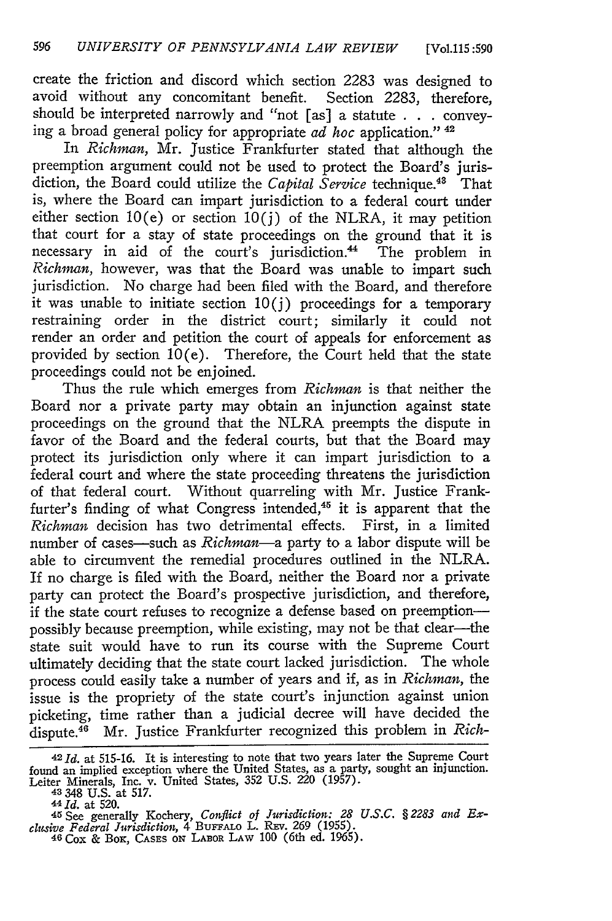create the friction and discord which section 2283 was designed to avoid without any concomitant benefit. Section 2283, therefore, should be interpreted narrowly and "not [as] a statute . . . conveying a broad general policy for appropriate *ad hoc* application." [42]

In *Richman*, Mr. Justice Frankfurter stated that although the preemption argument could not be used to protect the Board's jurisdiction, the Board could utilize the *Capital Service* technique.[43] That is, where the Board can impart jurisdiction to a federal court under either section 10(e) or section 10(j) of the NLRA, it may petition that court for a stay of state proceedings on the ground that it is necessary in aid of the court's jurisdiction.[44] The problem in *Richman*, however, was that the Board was unable to impart such jurisdiction. No charge had been filed with the Board, and therefore it was unable to initiate section 10(j) proceedings for a temporary restraining order in the district court; similarly it could not render an order and petition the court of appeals for enforcement as provided by section 10(e). Therefore, the Court held that the state proceedings could not be enjoined.

Thus the rule which emerges from *Richman* is that neither the Board nor a private party may obtain an injunction against state proceedings on the ground that the NLRA preempts the dispute in favor of the Board and the federal courts, but that the Board may protect its jurisdiction only where it can impart jurisdiction to a federal court and where the state proceeding threatens the jurisdiction of that federal court. Without quarreling with Mr. Justice Frankfurter's finding of what Congress intended,[45] it is apparent that the *Richman* decision has two detrimental effects. First, in a limited number of cases—such as *Richman*—a party to a labor dispute will be able to circumvent the remedial procedures outlined in the NLRA. If no charge is filed with the Board, neither the Board nor a private party can protect the Board's prospective jurisdiction, and therefore, if the state court refuses to recognize a defense based on preemption—possibly because preemption, while existing, may not be that clear—the state suit would have to run its course with the Supreme Court ultimately deciding that the state court lacked jurisdiction. The whole process could easily take a number of years and if, as in *Richman*, the issue is the propriety of the state court's injunction against union picketing, time rather than a judicial decree will have decided the dispute.[46] Mr. Justice Frankfurter recognized this problem in *Rich-*

---

[42] *Id.* at 515-16. It is interesting to note that two years later the Supreme Court found an implied exception where the United States, as a party, sought an injunction. Leiter Minerals, Inc. v. United States, 352 U.S. 220 (1957).

[43] 348 U.S. at 517.

[44] *Id.* at 520.

[45] See generally Kochery, *Conflict of Jurisdiction: 28 U.S.C. § 2283 and Exclusive Federal Jurisdiction*, 4 BUFFALO L. REV. 269 (1955).

[46] COX & BOK, CASES ON LABOR LAW 100 (6th ed. 1965).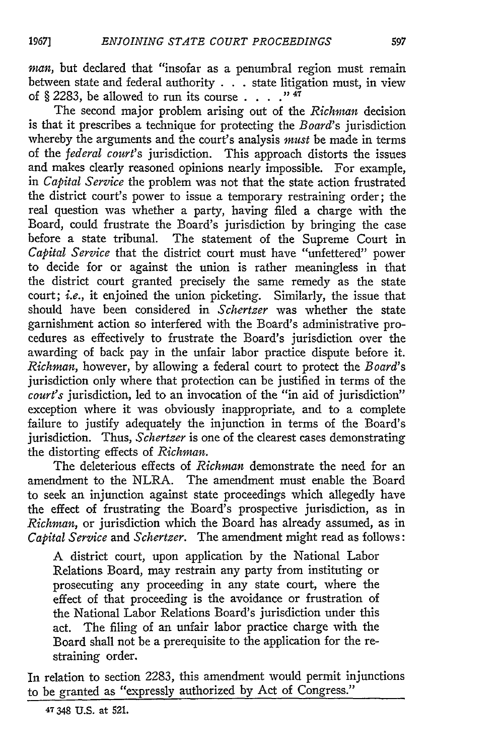*man*, but declared that "insofar as a penumbral region must remain between state and federal authority . . . state litigation must, in view of § 2283, be allowed to run its course . . . ."[47]

The second major problem arising out of the *Richman* decision is that it prescribes a technique for protecting the *Board*'s jurisdiction whereby the arguments and the court's analysis *must* be made in terms of the *federal court*'s jurisdiction. This approach distorts the issues and makes clearly reasoned opinions nearly impossible. For example, in *Capital Service* the problem was not that the state action frustrated the district court's power to issue a temporary restraining order; the real question was whether a party, having filed a charge with the Board, could frustrate the Board's jurisdiction by bringing the case before a state tribunal. The statement of the Supreme Court in *Capital Service* that the district court must have "unfettered" power to decide for or against the union is rather meaningless in that the district court granted precisely the same remedy as the state court; *i.e.*, it enjoined the union picketing. Similarly, the issue that should have been considered in *Schertzer* was whether the state garnishment action so interfered with the Board's administrative procedures as effectively to frustrate the Board's jurisdiction over the awarding of back pay in the unfair labor practice dispute before it. *Richman*, however, by allowing a federal court to protect the *Board*'s jurisdiction only where that protection can be justified in terms of the *court's* jurisdiction, led to an invocation of the "in aid of jurisdiction" exception where it was obviously inappropriate, and to a complete failure to justify adequately the injunction in terms of the Board's jurisdiction. Thus, *Schertzer* is one of the clearest cases demonstrating the distorting effects of *Richman*.

The deleterious effects of *Richman* demonstrate the need for an amendment to the NLRA. The amendment must enable the Board to seek an injunction against state proceedings which allegedly have the effect of frustrating the Board's prospective jurisdiction, as in *Richman*, or jurisdiction which the Board has already assumed, as in *Capital Service* and *Schertzer*. The amendment might read as follows:

> A district court, upon application by the National Labor Relations Board, may restrain any party from instituting or prosecuting any proceeding in any state court, where the effect of that proceeding is the avoidance or frustration of the National Labor Relations Board's jurisdiction under this act. The filing of an unfair labor practice charge with the Board shall not be a prerequisite to the application for the restraining order.

In relation to section 2283, this amendment would permit injunctions to be granted as "expressly authorized by Act of Congress."

---

[47] 348 U.S. at 521.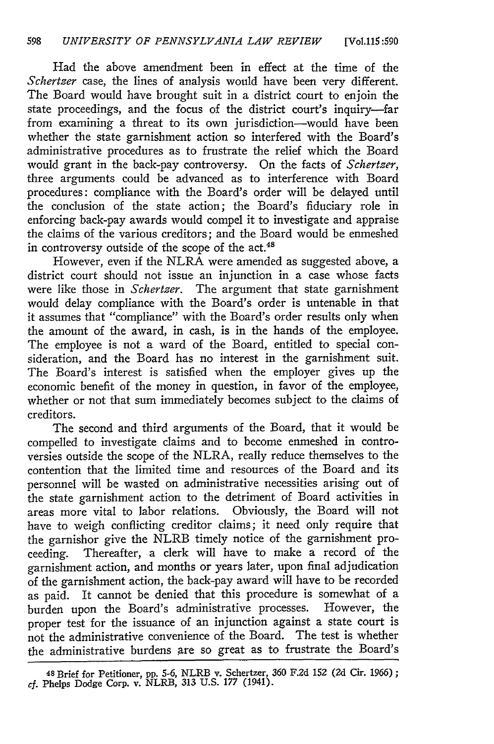Had the above amendment been in effect at the time of the *Schertzer* case, the lines of analysis would have been very different. The Board would have brought suit in a district court to enjoin the state proceedings, and the focus of the district court's inquiry—far from examining a threat to its own jurisdiction—would have been whether the state garnishment action so interfered with the Board's administrative procedures as to frustrate the relief which the Board would grant in the back-pay controversy. On the facts of *Schertzer*, three arguments could be advanced as to interference with Board procedures: compliance with the Board's order will be delayed until the conclusion of the state action; the Board's fiduciary role in enforcing back-pay awards would compel it to investigate and appraise the claims of the various creditors; and the Board would be enmeshed in controversy outside of the scope of the act.[48]

However, even if the NLRA were amended as suggested above, a district court should not issue an injunction in a case whose facts were like those in *Schertzer*. The argument that state garnishment would delay compliance with the Board's order is untenable in that it assumes that "compliance" with the Board's order results only when the amount of the award, in cash, is in the hands of the employee. The employee is not a ward of the Board, entitled to special consideration, and the Board has no interest in the garnishment suit. The Board's interest is satisfied when the employer gives up the economic benefit of the money in question, in favor of the employee, whether or not that sum immediately becomes subject to the claims of creditors.

The second and third arguments of the Board, that it would be compelled to investigate claims and to become enmeshed in controversies outside the scope of the NLRA, really reduce themselves to the contention that the limited time and resources of the Board and its personnel will be wasted on administrative necessities arising out of the state garnishment action to the detriment of Board activities in areas more vital to labor relations. Obviously, the Board will not have to weigh conflicting creditor claims; it need only require that the garnishor give the NLRB timely notice of the garnishment proceeding. Thereafter, a clerk will have to make a record of the garnishment action, and months or years later, upon final adjudication of the garnishment action, the back-pay award will have to be recorded as paid. It cannot be denied that this procedure is somewhat of a burden upon the Board's administrative processes. However, the proper test for the issuance of an injunction against a state court is not the administrative convenience of the Board. The test is whether the administrative burdens are so great as to frustrate the Board's

---

[48] Brief for Petitioner, pp. 5-6, NLRB v. Schertzer, 360 F.2d 152 (2d Cir. 1966); *cf.* Phelps Dodge Corp. v. NLRB, 313 U.S. 177 (1941).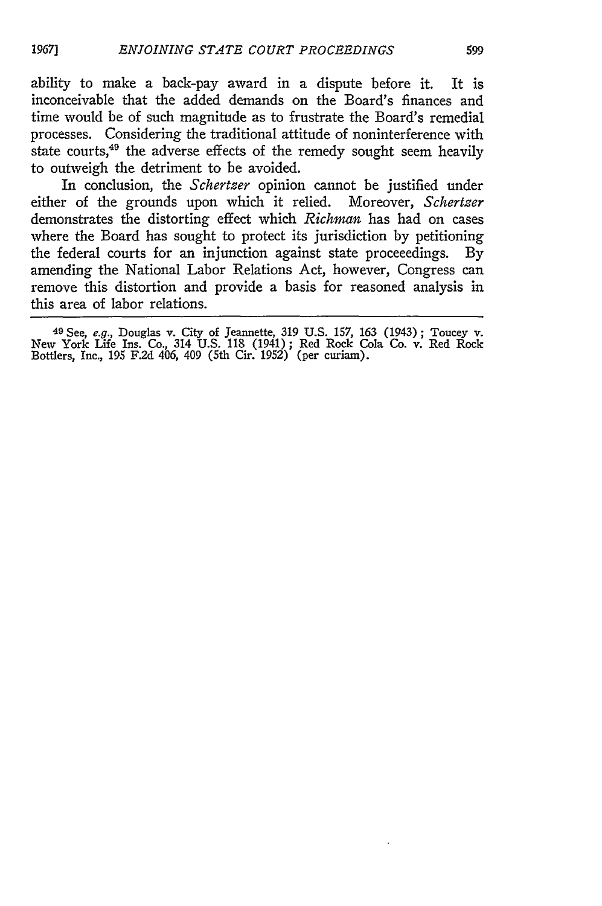ability to make a back-pay award in a dispute before it. It is inconceivable that the added demands on the Board's finances and time would be of such magnitude as to frustrate the Board's remedial processes. Considering the traditional attitude of noninterference with state courts,[49] the adverse effects of the remedy sought seem heavily to outweigh the detriment to be avoided.

In conclusion, the *Schertzer* opinion cannot be justified under either of the grounds upon which it relied. Moreover, *Schertzer* demonstrates the distorting effect which *Richman* has had on cases where the Board has sought to protect its jurisdiction by petitioning the federal courts for an injunction against state proceeedings. By amending the National Labor Relations Act, however, Congress can remove this distortion and provide a basis for reasoned analysis in this area of labor relations.

---

[49] See, *e.g.*, Douglas v. City of Jeannette, 319 U.S. 157, 163 (1943); Toucey v. New York Life Ins. Co., 314 U.S. 118 (1941); Red Rock Cola Co. v. Red Rock Bottlers, Inc., 195 F.2d 406, 409 (5th Cir. 1952) (per curiam).